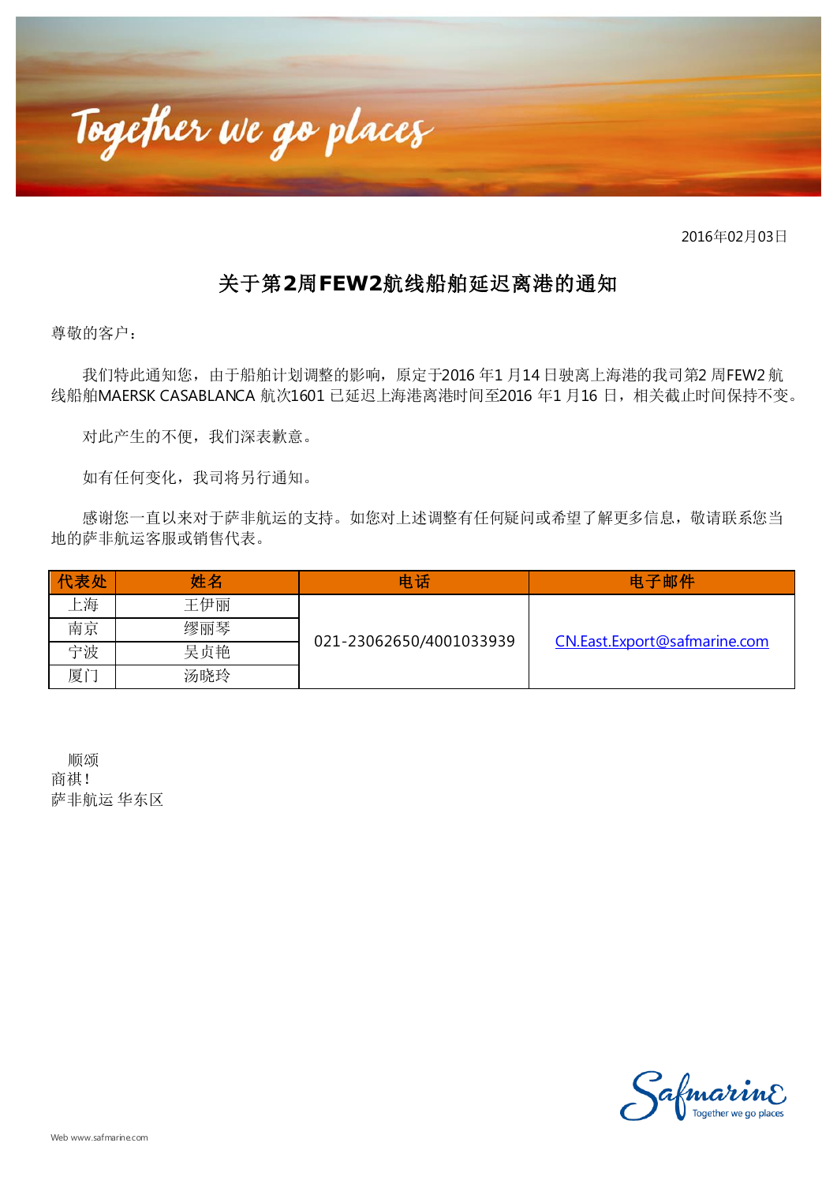2016年02月03日

# 关于第2周FEW2航线船舶延迟离港的通知

尊敬的客户：

我们特此通知您，由于船舶计划调整的影响，原定于2016 年1 月14 日驶离上海港的我司第2 周FEW2 航线船舶MAERSK CASABLANCA 航次1601 已延迟上海港离港时间至2016 年1 月16 日，相关截止时间保持不变。

对此产生的不便，我们深表歉意。

如有任何变化，我司将另行通知。

感谢您一直以来对于萨非航运的支持。如您对上述调整有任何疑问或希望了解更多信息，敬请联系您当地的萨非航运客服或销售代表。

| 代表处 | 姓名 | 电话 | 电子邮件 |
| --- | --- | --- | --- |
| 上海 | 王伊丽 | 021-23062650/4001033939 | CN.East.Export@safmarine.com |
| 南京 | 缪丽琴 | | |
| 宁波 | 吴贞艳 | | |
| 厦门 | 汤晓玲 | | |

顺颂
商祺！
萨非航运 华东区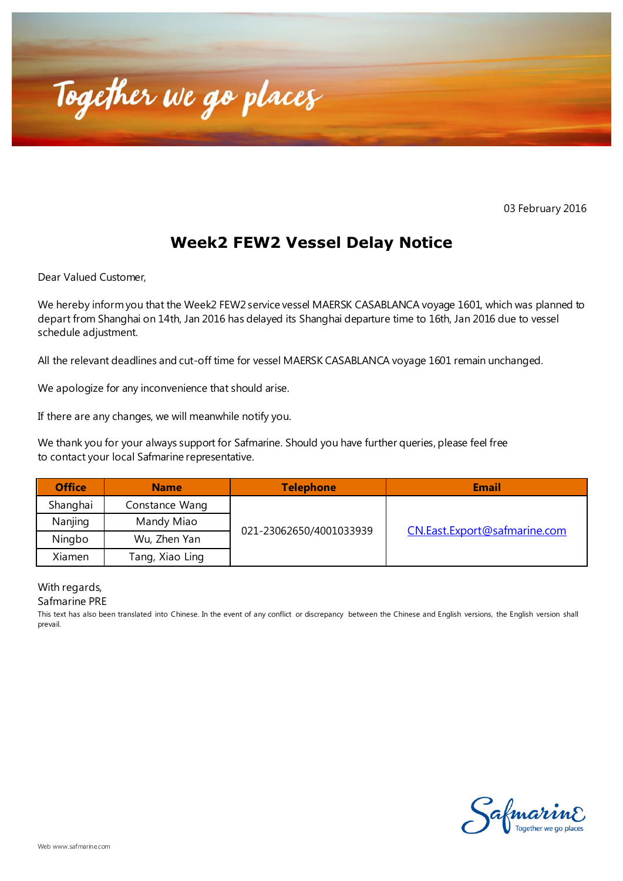03 February 2016

# Week2 FEW2 Vessel Delay Notice

Dear Valued Customer,

We hereby inform you that the Week2 FEW2 service vessel MAERSK CASABLANCA voyage 1601, which was planned to depart from Shanghai on 14th, Jan 2016 has delayed its Shanghai departure time to 16th, Jan 2016 due to vessel schedule adjustment.

All the relevant deadlines and cut-off time for vessel MAERSK CASABLANCA voyage 1601 remain unchanged.

We apologize for any inconvenience that should arise.

If there are any changes, we will meanwhile notify you.

We thank you for your always support for Safmarine. Should you have further queries, please feel free to contact your local Safmarine representative.

| Office | Name | Telephone | Email |
|---|---|---|---|
| Shanghai | Constance Wang | 021-23062650/4001033939 | CN.East.Export@safmarine.com |
| Nanjing | Mandy Miao | | |
| Ningbo | Wu, Zhen Yan | | |
| Xiamen | Tang, Xiao Ling | | |

With regards,
Safmarine PRE

This text has also been translated into Chinese. In the event of any conflict or discrepancy between the Chinese and English versions, the English version shall prevail.

Web www.safmarine.com